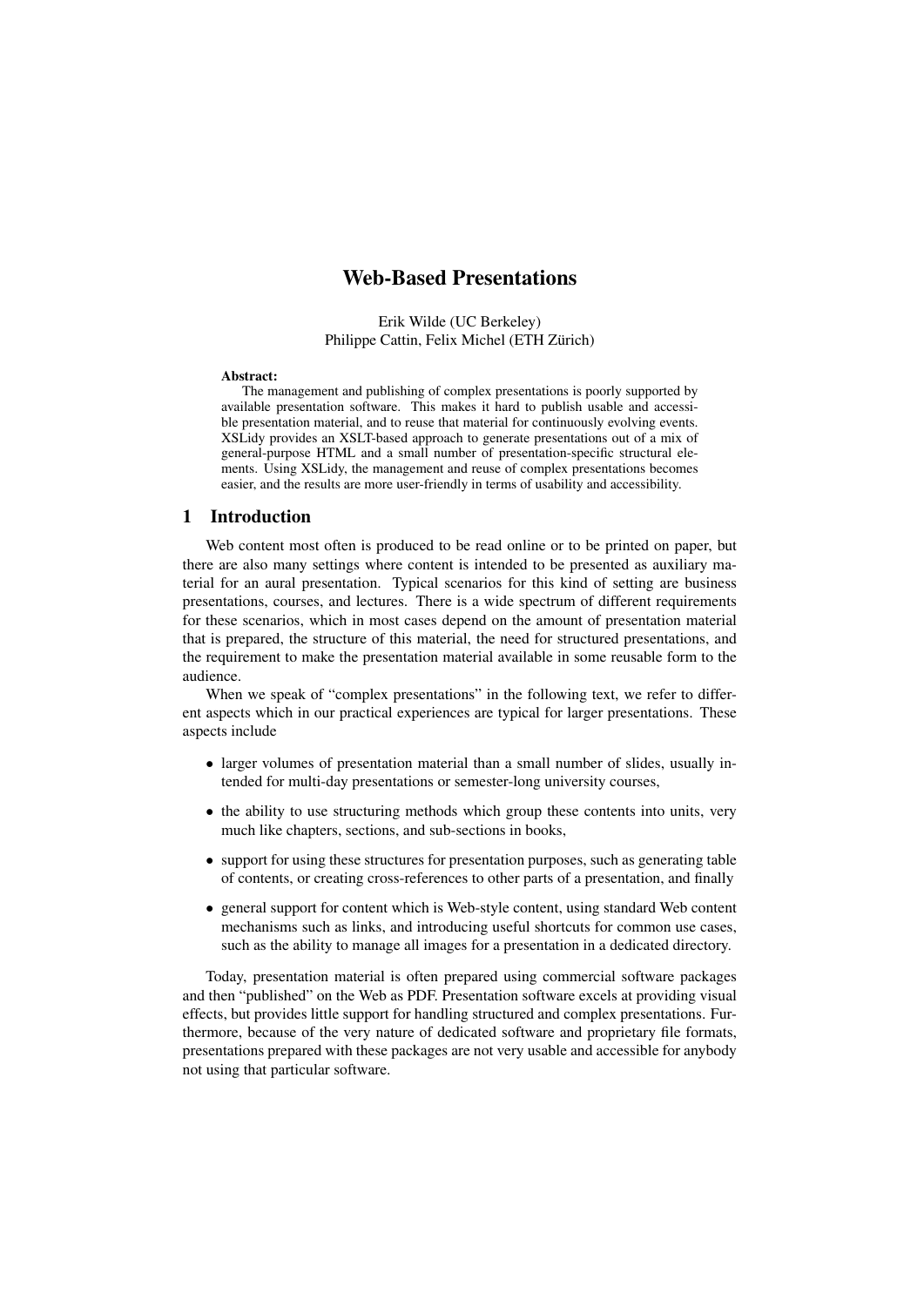# Web-Based Presentations

Erik Wilde (UC Berkeley)
Philippe Cattin, Felix Michel (ETH Zürich)

**Abstract:**
The management and publishing of complex presentations is poorly supported by available presentation software. This makes it hard to publish usable and accessible presentation material, and to reuse that material for continuously evolving events. XSLidy provides an XSLT-based approach to generate presentations out of a mix of general-purpose HTML and a small number of presentation-specific structural elements. Using XSLidy, the management and reuse of complex presentations becomes easier, and the results are more user-friendly in terms of usability and accessibility.

## 1 Introduction

Web content most often is produced to be read online or to be printed on paper, but there are also many settings where content is intended to be presented as auxiliary material for an aural presentation. Typical scenarios for this kind of setting are business presentations, courses, and lectures. There is a wide spectrum of different requirements for these scenarios, which in most cases depend on the amount of presentation material that is prepared, the structure of this material, the need for structured presentations, and the requirement to make the presentation material available in some reusable form to the audience.

When we speak of "complex presentations" in the following text, we refer to different aspects which in our practical experiences are typical for larger presentations. These aspects include

- larger volumes of presentation material than a small number of slides, usually intended for multi-day presentations or semester-long university courses,
- the ability to use structuring methods which group these contents into units, very much like chapters, sections, and sub-sections in books,
- support for using these structures for presentation purposes, such as generating table of contents, or creating cross-references to other parts of a presentation, and finally
- general support for content which is Web-style content, using standard Web content mechanisms such as links, and introducing useful shortcuts for common use cases, such as the ability to manage all images for a presentation in a dedicated directory.

Today, presentation material is often prepared using commercial software packages and then "published" on the Web as PDF. Presentation software excels at providing visual effects, but provides little support for handling structured and complex presentations. Furthermore, because of the very nature of dedicated software and proprietary file formats, presentations prepared with these packages are not very usable and accessible for anybody not using that particular software.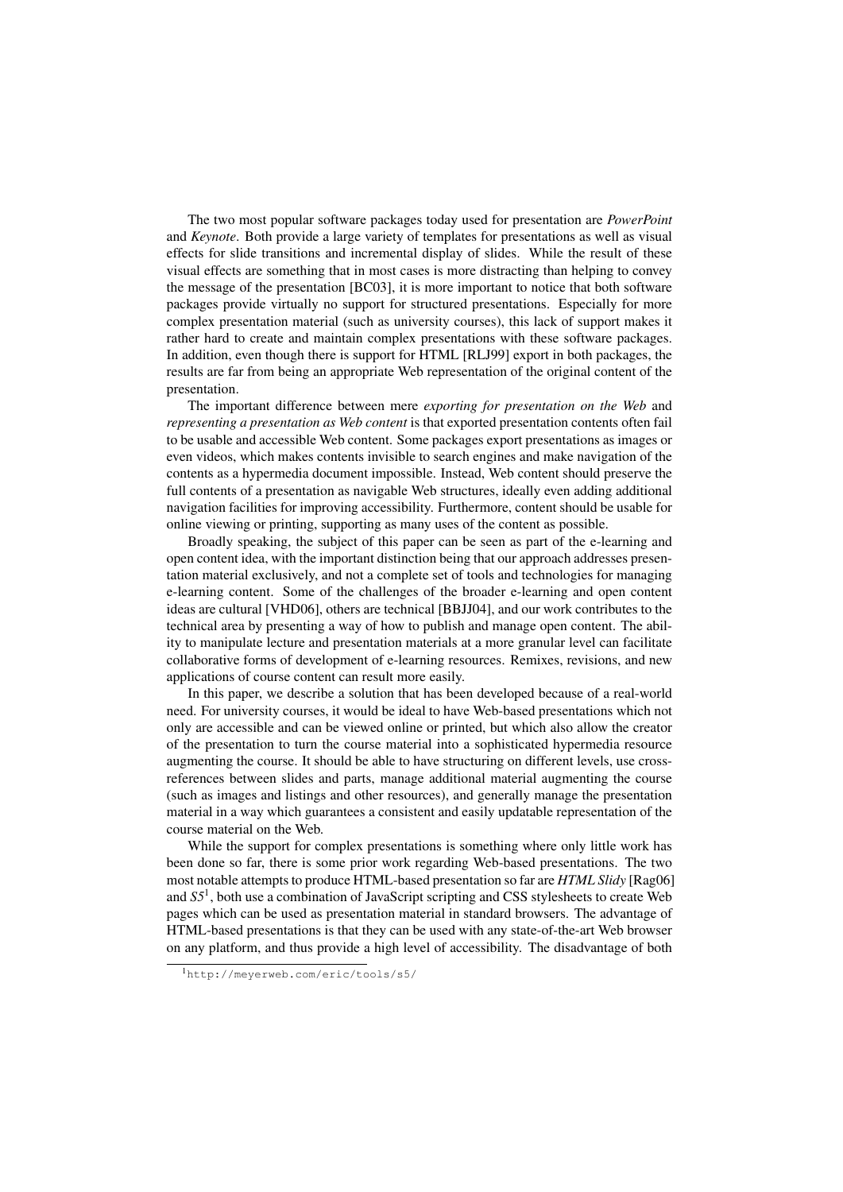The two most popular software packages today used for presentation are *PowerPoint* and *Keynote*. Both provide a large variety of templates for presentations as well as visual effects for slide transitions and incremental display of slides. While the result of these visual effects are something that in most cases is more distracting than helping to convey the message of the presentation [BC03], it is more important to notice that both software packages provide virtually no support for structured presentations. Especially for more complex presentation material (such as university courses), this lack of support makes it rather hard to create and maintain complex presentations with these software packages. In addition, even though there is support for HTML [RLJ99] export in both packages, the results are far from being an appropriate Web representation of the original content of the presentation.

The important difference between mere *exporting for presentation on the Web* and *representing a presentation as Web content* is that exported presentation contents often fail to be usable and accessible Web content. Some packages export presentations as images or even videos, which makes contents invisible to search engines and make navigation of the contents as a hypermedia document impossible. Instead, Web content should preserve the full contents of a presentation as navigable Web structures, ideally even adding additional navigation facilities for improving accessibility. Furthermore, content should be usable for online viewing or printing, supporting as many uses of the content as possible.

Broadly speaking, the subject of this paper can be seen as part of the e-learning and open content idea, with the important distinction being that our approach addresses presentation material exclusively, and not a complete set of tools and technologies for managing e-learning content. Some of the challenges of the broader e-learning and open content ideas are cultural [VHD06], others are technical [BBJJ04], and our work contributes to the technical area by presenting a way of how to publish and manage open content. The ability to manipulate lecture and presentation materials at a more granular level can facilitate collaborative forms of development of e-learning resources. Remixes, revisions, and new applications of course content can result more easily.

In this paper, we describe a solution that has been developed because of a real-world need. For university courses, it would be ideal to have Web-based presentations which not only are accessible and can be viewed online or printed, but which also allow the creator of the presentation to turn the course material into a sophisticated hypermedia resource augmenting the course. It should be able to have structuring on different levels, use cross-references between slides and parts, manage additional material augmenting the course (such as images and listings and other resources), and generally manage the presentation material in a way which guarantees a consistent and easily updatable representation of the course material on the Web.

While the support for complex presentations is something where only little work has been done so far, there is some prior work regarding Web-based presentations. The two most notable attempts to produce HTML-based presentation so far are *HTML Slidy* [Rag06] and *S5*[1], both use a combination of JavaScript scripting and CSS stylesheets to create Web pages which can be used as presentation material in standard browsers. The advantage of HTML-based presentations is that they can be used with any state-of-the-art Web browser on any platform, and thus provide a high level of accessibility. The disadvantage of both

[1] `http://meyerweb.com/eric/tools/s5/`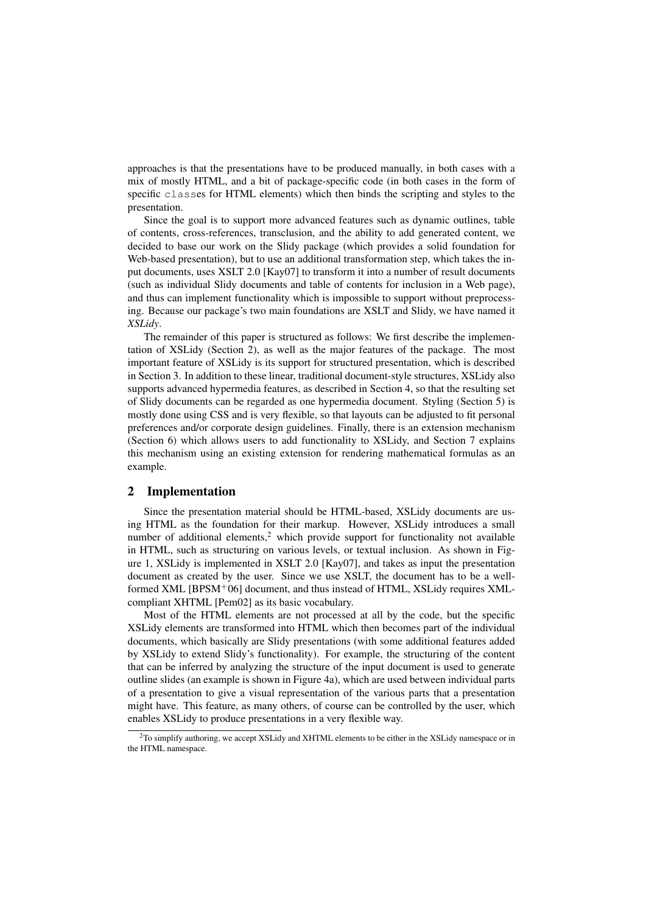approaches is that the presentations have to be produced manually, in both cases with a mix of mostly HTML, and a bit of package-specific code (in both cases in the form of specific `class`es for HTML elements) which then binds the scripting and styles to the presentation.

Since the goal is to support more advanced features such as dynamic outlines, table of contents, cross-references, transclusion, and the ability to add generated content, we decided to base our work on the Slidy package (which provides a solid foundation for Web-based presentation), but to use an additional transformation step, which takes the input documents, uses XSLT 2.0 [Kay07] to transform it into a number of result documents (such as individual Slidy documents and table of contents for inclusion in a Web page), and thus can implement functionality which is impossible to support without preprocessing. Because our package's two main foundations are XSLT and Slidy, we have named it *XSLidy*.

The remainder of this paper is structured as follows: We first describe the implementation of XSLidy (Section 2), as well as the major features of the package. The most important feature of XSLidy is its support for structured presentation, which is described in Section 3. In addition to these linear, traditional document-style structures, XSLidy also supports advanced hypermedia features, as described in Section 4, so that the resulting set of Slidy documents can be regarded as one hypermedia document. Styling (Section 5) is mostly done using CSS and is very flexible, so that layouts can be adjusted to fit personal preferences and/or corporate design guidelines. Finally, there is an extension mechanism (Section 6) which allows users to add functionality to XSLidy, and Section 7 explains this mechanism using an existing extension for rendering mathematical formulas as an example.

## 2 Implementation

Since the presentation material should be HTML-based, XSLidy documents are using HTML as the foundation for their markup. However, XSLidy introduces a small number of additional elements,[2] which provide support for functionality not available in HTML, such as structuring on various levels, or textual inclusion. As shown in Figure 1, XSLidy is implemented in XSLT 2.0 [Kay07], and takes as input the presentation document as created by the user. Since we use XSLT, the document has to be a well-formed XML [BPSM+06] document, and thus instead of HTML, XSLidy requires XML-compliant XHTML [Pem02] as its basic vocabulary.

Most of the HTML elements are not processed at all by the code, but the specific XSLidy elements are transformed into HTML which then becomes part of the individual documents, which basically are Slidy presentations (with some additional features added by XSLidy to extend Slidy's functionality). For example, the structuring of the content that can be inferred by analyzing the structure of the input document is used to generate outline slides (an example is shown in Figure 4a), which are used between individual parts of a presentation to give a visual representation of the various parts that a presentation might have. This feature, as many others, of course can be controlled by the user, which enables XSLidy to produce presentations in a very flexible way.

[2] To simplify authoring, we accept XSLidy and XHTML elements to be either in the XSLidy namespace or in the HTML namespace.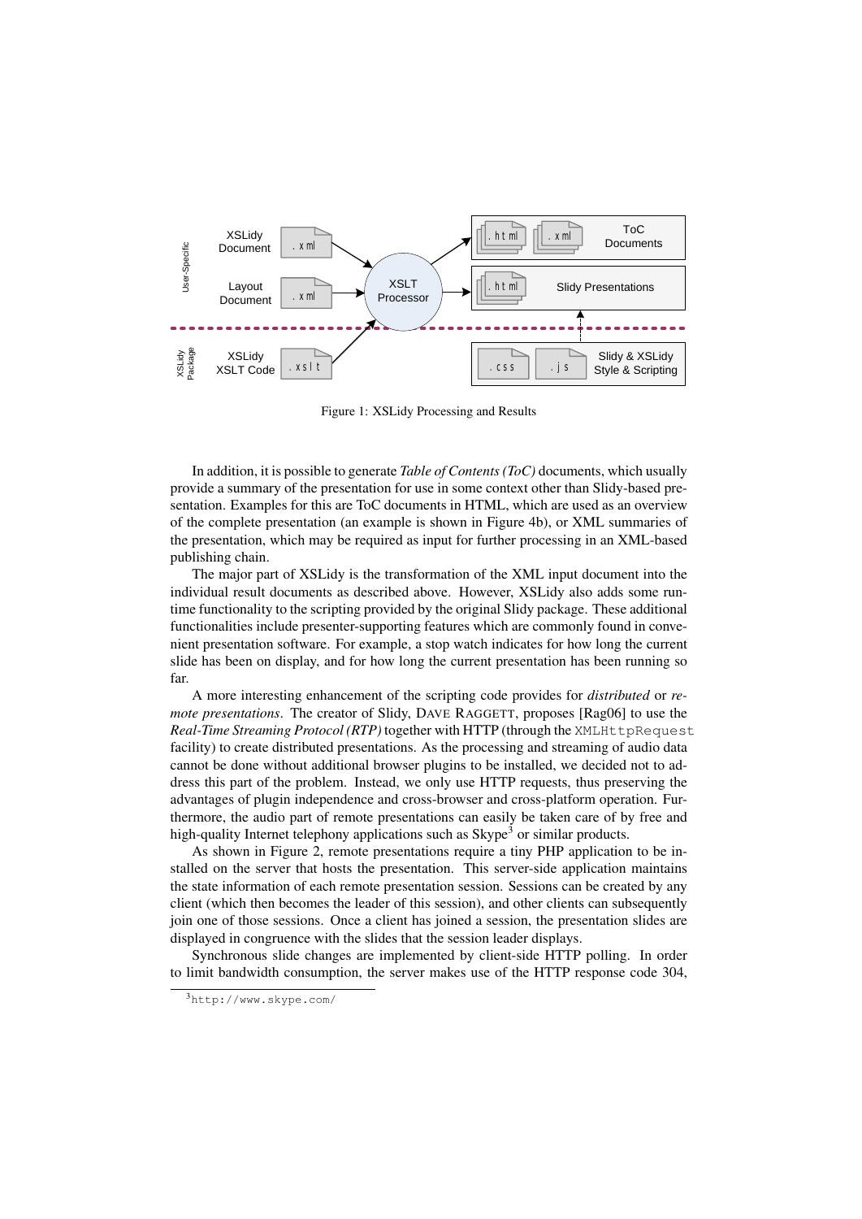Figure 1: XSLidy Processing and Results

In addition, it is possible to generate *Table of Contents (ToC)* documents, which usually provide a summary of the presentation for use in some context other than Slidy-based presentation. Examples for this are ToC documents in HTML, which are used as an overview of the complete presentation (an example is shown in Figure 4b), or XML summaries of the presentation, which may be required as input for further processing in an XML-based publishing chain.

The major part of XSLidy is the transformation of the XML input document into the individual result documents as described above. However, XSLidy also adds some runtime functionality to the scripting provided by the original Slidy package. These additional functionalities include presenter-supporting features which are commonly found in convenient presentation software. For example, a stop watch indicates for how long the current slide has been on display, and for how long the current presentation has been running so far.

A more interesting enhancement of the scripting code provides for *distributed* or *remote presentations*. The creator of Slidy, DAVE RAGGETT, proposes [Rag06] to use the *Real-Time Streaming Protocol (RTP)* together with HTTP (through the `XMLHttpRequest` facility) to create distributed presentations. As the processing and streaming of audio data cannot be done without additional browser plugins to be installed, we decided not to address this part of the problem. Instead, we only use HTTP requests, thus preserving the advantages of plugin independence and cross-browser and cross-platform operation. Furthermore, the audio part of remote presentations can easily be taken care of by free and high-quality Internet telephony applications such as Skype[3] or similar products.

As shown in Figure 2, remote presentations require a tiny PHP application to be installed on the server that hosts the presentation. This server-side application maintains the state information of each remote presentation session. Sessions can be created by any client (which then becomes the leader of this session), and other clients can subsequently join one of those sessions. Once a client has joined a session, the presentation slides are displayed in congruence with the slides that the session leader displays.

Synchronous slide changes are implemented by client-side HTTP polling. In order to limit bandwidth consumption, the server makes use of the HTTP response code 304,

[3] `http://www.skype.com/`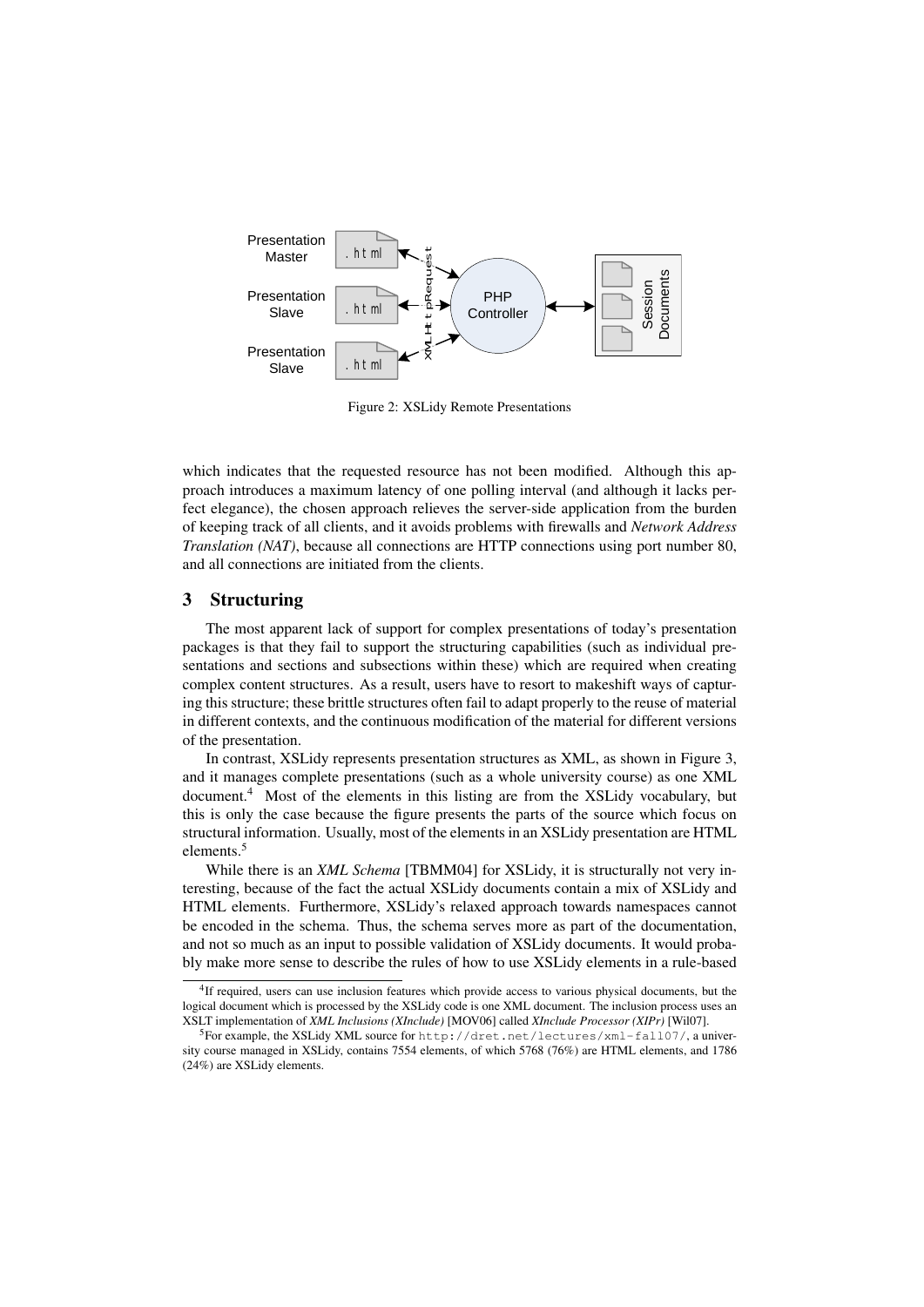Figure 2: XSLidy Remote Presentations

which indicates that the requested resource has not been modified. Although this approach introduces a maximum latency of one polling interval (and although it lacks perfect elegance), the chosen approach relieves the server-side application from the burden of keeping track of all clients, and it avoids problems with firewalls and *Network Address Translation (NAT)*, because all connections are HTTP connections using port number 80, and all connections are initiated from the clients.

## 3 Structuring

The most apparent lack of support for complex presentations of today's presentation packages is that they fail to support the structuring capabilities (such as individual presentations and sections and subsections within these) which are required when creating complex content structures. As a result, users have to resort to makeshift ways of capturing this structure; these brittle structures often fail to adapt properly to the reuse of material in different contexts, and the continuous modification of the material for different versions of the presentation.

In contrast, XSLidy represents presentation structures as XML, as shown in Figure 3, and it manages complete presentations (such as a whole university course) as one XML document.[4] Most of the elements in this listing are from the XSLidy vocabulary, but this is only the case because the figure presents the parts of the source which focus on structural information. Usually, most of the elements in an XSLidy presentation are HTML elements.[5]

While there is an *XML Schema* [TBMM04] for XSLidy, it is structurally not very interesting, because of the fact the actual XSLidy documents contain a mix of XSLidy and HTML elements. Furthermore, XSLidy's relaxed approach towards namespaces cannot be encoded in the schema. Thus, the schema serves more as part of the documentation, and not so much as an input to possible validation of XSLidy documents. It would probably make more sense to describe the rules of how to use XSLidy elements in a rule-based

[4] If required, users can use inclusion features which provide access to various physical documents, but the logical document which is processed by the XSLidy code is one XML document. The inclusion process uses an XSLT implementation of *XML Inclusions (XInclude)* [MOV06] called *XInclude Processor (XIPr)* [Wil07].

[5] For example, the XSLidy XML source for `http://dret.net/lectures/xml-fall07/`, a university course managed in XSLidy, contains 7554 elements, of which 5768 (76%) are HTML elements, and 1786 (24%) are XSLidy elements.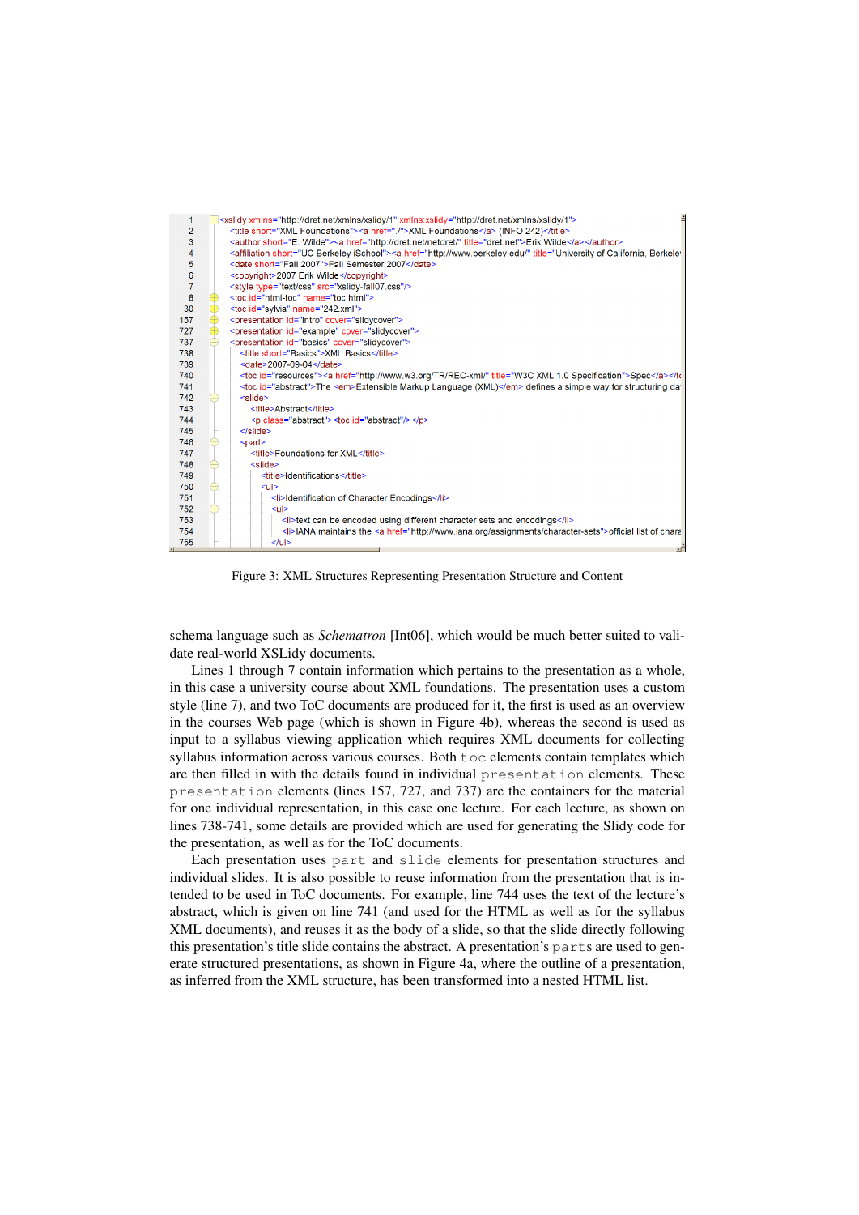```
1     <xslidy xmlns="http://dret.net/xmlns/xslidy/1" xmlns:xslidy="http://dret.net/xmlns/xslidy/1">
2       <title short="XML Foundations"><a href="./">XML Foundations</a> (INFO 242)</title>
3       <author short="E. Wilde"><a href="http://dret.net/netdret/" title="dret.net">Erik Wilde</a></author>
4       <affiliation short="UC Berkeley iSchool"><a href="http://www.berkeley.edu/" title="University of California, Berkele
5       <date short="Fall 2007">Fall Semester 2007</date>
6       <copyright>2007 Erik Wilde</copyright>
7       <style type="text/css" src="xslidy-fall07.css"/>
8       <toc id="html-toc" name="toc.html">
30      <toc id="sylvia" name="242.xml">
157     <presentation id="intro" cover="slidycover">
727     <presentation id="example" cover="slidycover">
737     <presentation id="basics" cover="slidycover">
738       <title short="Basics">XML Basics</title>
739       <date>2007-09-04</date>
740       <toc id="resources"><a href="http://www.w3.org/TR/REC-xml/" title="W3C XML 1.0 Specification">Spec</a></t
741       <toc id="abstract">The <em>Extensible Markup Language (XML)</em> defines a simple way for structuring da
742       <slide>
743         <title>Abstract</title>
744         <p class="abstract"><toc id="abstract"/></p>
745       </slide>
746       <part>
747         <title>Foundations for XML</title>
748         <slide>
749           <title>Identifications</title>
750           <ul>
751             <li>Identification of Character Encodings</li>
752             <ul>
753               <li>text can be encoded using different character sets and encodings</li>
754               <li>IANA maintains the <a href="http://www.iana.org/assignments/character-sets">official list of chara
755             </ul>
```

Figure 3: XML Structures Representing Presentation Structure and Content

schema language such as *Schematron* [Int06], which would be much better suited to validate real-world XSLidy documents.

Lines 1 through 7 contain information which pertains to the presentation as a whole, in this case a university course about XML foundations. The presentation uses a custom style (line 7), and two ToC documents are produced for it, the first is used as an overview in the courses Web page (which is shown in Figure 4b), whereas the second is used as input to a syllabus viewing application which requires XML documents for collecting syllabus information across various courses. Both `toc` elements contain templates which are then filled in with the details found in individual `presentation` elements. These `presentation` elements (lines 157, 727, and 737) are the containers for the material for one individual representation, in this case one lecture. For each lecture, as shown on lines 738-741, some details are provided which are used for generating the Slidy code for the presentation, as well as for the ToC documents.

Each presentation uses `part` and `slide` elements for presentation structures and individual slides. It is also possible to reuse information from the presentation that is intended to be used in ToC documents. For example, line 744 uses the text of the lecture's abstract, which is given on line 741 (and used for the HTML as well as for the syllabus XML documents), and reuses it as the body of a slide, so that the slide directly following this presentation's title slide contains the abstract. A presentation's `part`s are used to generate structured presentations, as shown in Figure 4a, where the outline of a presentation, as inferred from the XML structure, has been transformed into a nested HTML list.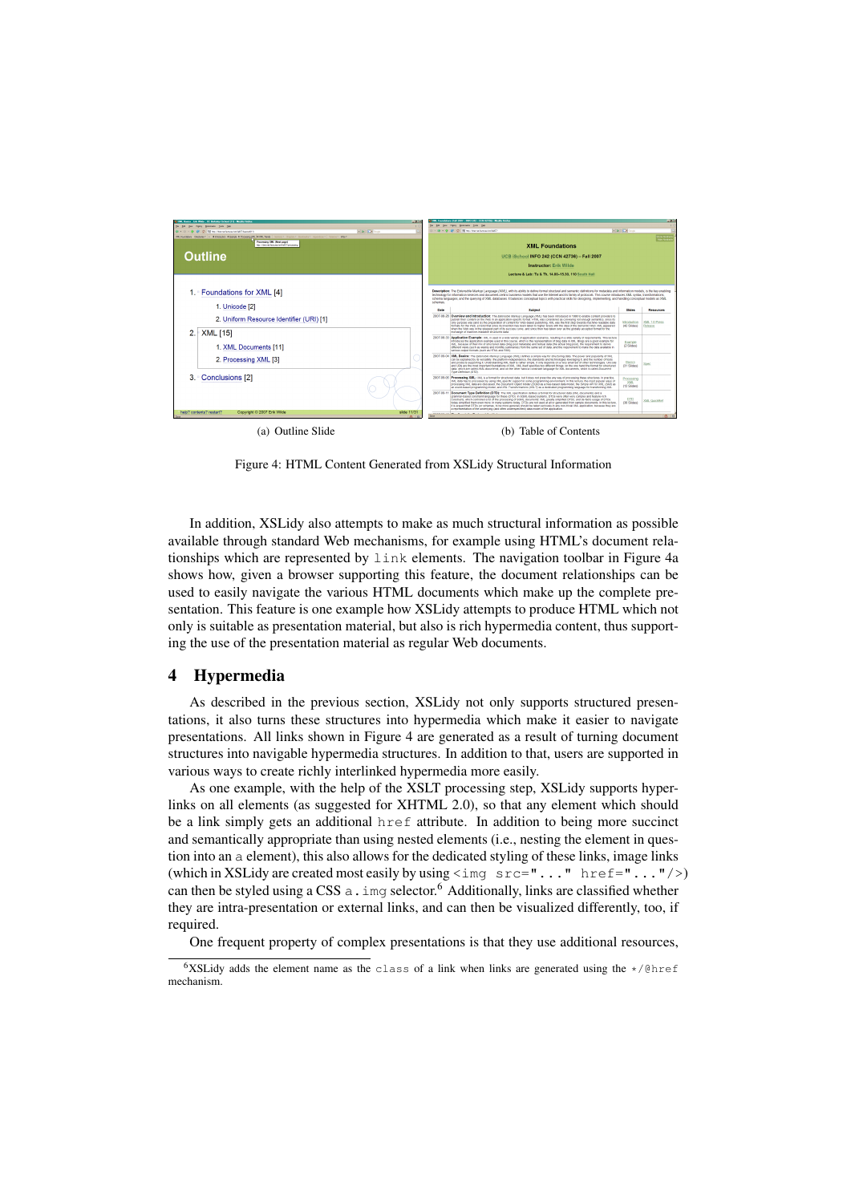(a) Outline Slide

(b) Table of Contents

Figure 4: HTML Content Generated from XSLidy Structural Information

In addition, XSLidy also attempts to make as much structural information as possible available through standard Web mechanisms, for example using HTML's document relationships which are represented by `link` elements. The navigation toolbar in Figure 4a shows how, given a browser supporting this feature, the document relationships can be used to easily navigate the various HTML documents which make up the complete presentation. This feature is one example how XSLidy attempts to produce HTML which not only is suitable as presentation material, but also is rich hypermedia content, thus supporting the use of the presentation material as regular Web documents.

## 4 Hypermedia

As described in the previous section, XSLidy not only supports structured presentations, it also turns these structures into hypermedia which make it easier to navigate presentations. All links shown in Figure 4 are generated as a result of turning document structures into navigable hypermedia structures. In addition to that, users are supported in various ways to create richly interlinked hypermedia more easily.

As one example, with the help of the XSLT processing step, XSLidy supports hyperlinks on all elements (as suggested for XHTML 2.0), so that any element which should be a link simply gets an additional `href` attribute. In addition to being more succinct and semantically appropriate than using nested elements (i.e., nesting the element in question into an `a` element), this also allows for the dedicated styling of these links, image links (which in XSLidy are created most easily by using `<img src="..." href="..."/>`) can then be styled using a CSS `a.img` selector.[6] Additionally, links are classified whether they are intra-presentation or external links, and can then be visualized differently, too, if required.

One frequent property of complex presentations is that they use additional resources,

[6] XSLidy adds the element name as the `class` of a link when links are generated using the `*/@href` mechanism.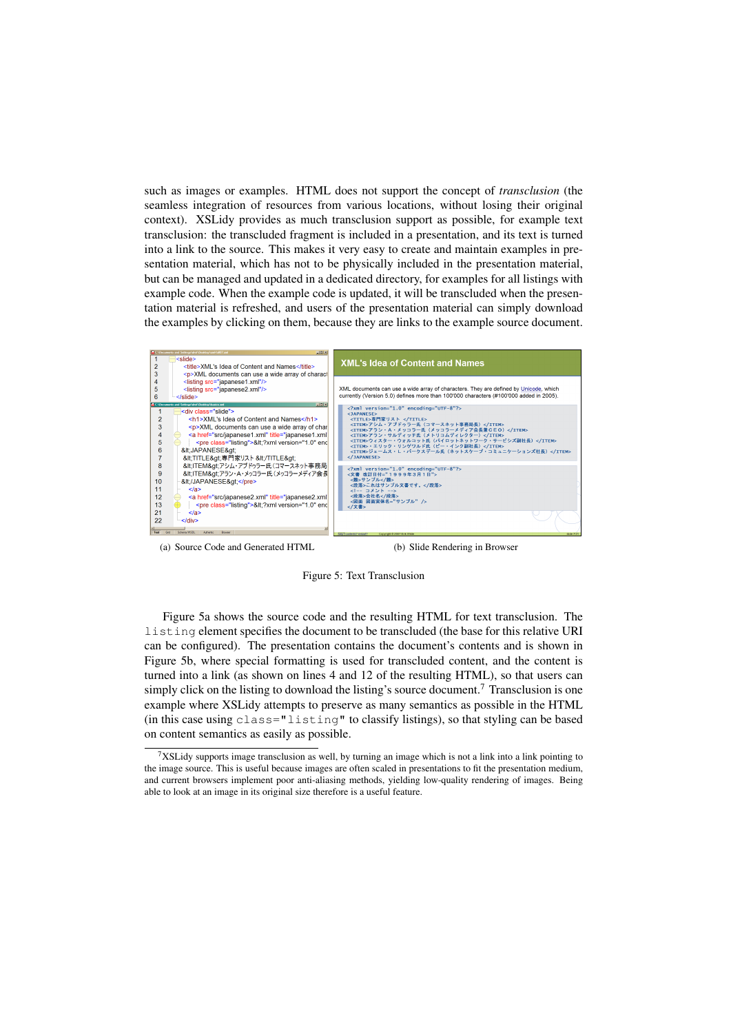such as images or examples. HTML does not support the concept of *transclusion* (the seamless integration of resources from various locations, without losing their original context). XSLidy provides as much transclusion support as possible, for example text transclusion: the transcluded fragment is included in a presentation, and its text is turned into a link to the source. This makes it very easy to create and maintain examples in presentation material, which has not to be physically included in the presentation material, but can be managed and updated in a dedicated directory, for examples for all listings with example code. When the example code is updated, it will be transcluded when the presentation material is refreshed, and users of the presentation material can simply download the examples by clicking on them, because they are links to the example source document.

(a) Source Code and Generated HTML

(b) Slide Rendering in Browser

Figure 5: Text Transclusion

Figure 5a shows the source code and the resulting HTML for text transclusion. The `listing` element specifies the document to be transcluded (the base for this relative URI can be configured). The presentation contains the document's contents and is shown in Figure 5b, where special formatting is used for transcluded content, and the content is turned into a link (as shown on lines 4 and 12 of the resulting HTML), so that users can simply click on the listing to download the listing's source document.[7] Transclusion is one example where XSLidy attempts to preserve as many semantics as possible in the HTML (in this case using `class="listing"` to classify listings), so that styling can be based on content semantics as easily as possible.

[7] XSLidy supports image transclusion as well, by turning an image which is not a link into a link pointing to the image source. This is useful because images are often scaled in presentations to fit the presentation medium, and current browsers implement poor anti-aliasing methods, yielding low-quality rendering of images. Being able to look at an image in its original size therefore is a useful feature.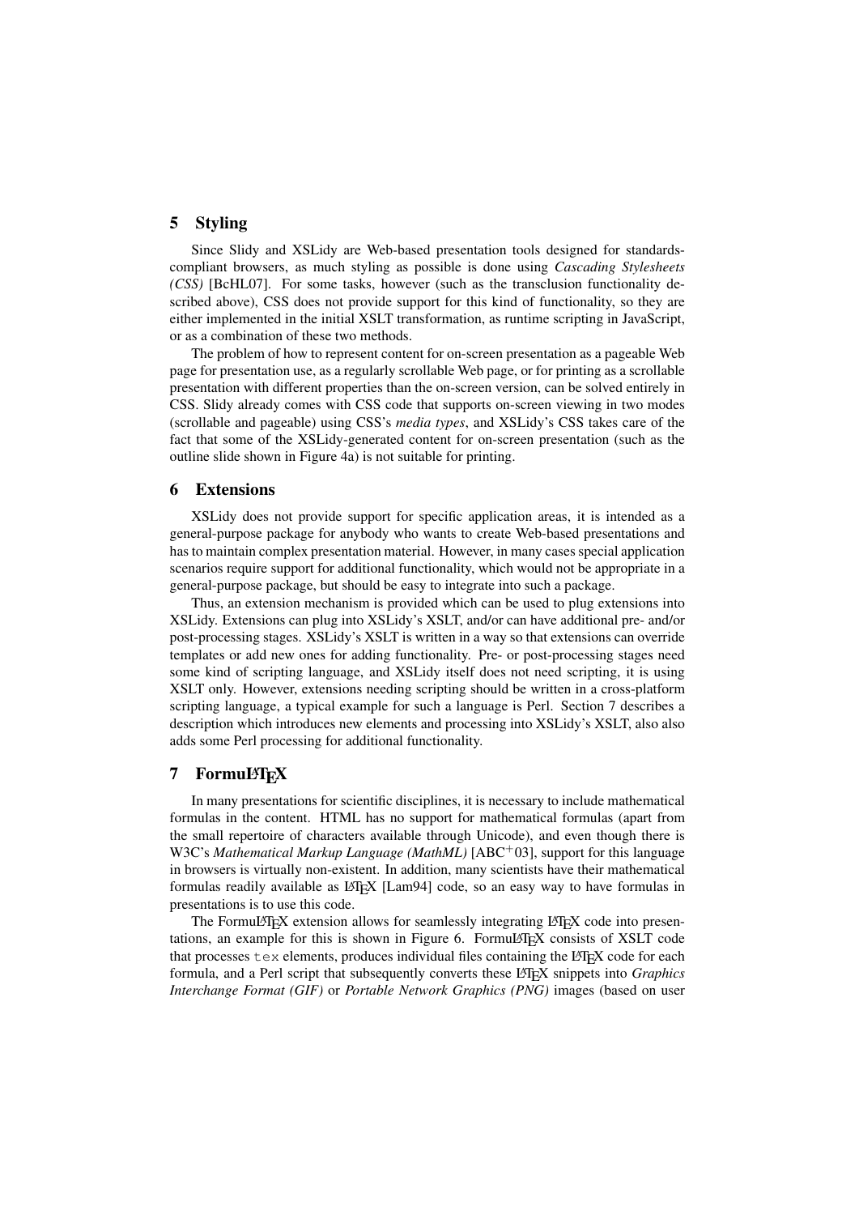## 5 Styling

Since Slidy and XSLidy are Web-based presentation tools designed for standards-compliant browsers, as much styling as possible is done using *Cascading Stylesheets (CSS)* [BcHL07]. For some tasks, however (such as the transclusion functionality described above), CSS does not provide support for this kind of functionality, so they are either implemented in the initial XSLT transformation, as runtime scripting in JavaScript, or as a combination of these two methods.

The problem of how to represent content for on-screen presentation as a pageable Web page for presentation use, as a regularly scrollable Web page, or for printing as a scrollable presentation with different properties than the on-screen version, can be solved entirely in CSS. Slidy already comes with CSS code that supports on-screen viewing in two modes (scrollable and pageable) using CSS's *media types*, and XSLidy's CSS takes care of the fact that some of the XSLidy-generated content for on-screen presentation (such as the outline slide shown in Figure 4a) is not suitable for printing.

## 6 Extensions

XSLidy does not provide support for specific application areas, it is intended as a general-purpose package for anybody who wants to create Web-based presentations and has to maintain complex presentation material. However, in many cases special application scenarios require support for additional functionality, which would not be appropriate in a general-purpose package, but should be easy to integrate into such a package.

Thus, an extension mechanism is provided which can be used to plug extensions into XSLidy. Extensions can plug into XSLidy's XSLT, and/or can have additional pre- and/or post-processing stages. XSLidy's XSLT is written in a way so that extensions can override templates or add new ones for adding functionality. Pre- or post-processing stages need some kind of scripting language, and XSLidy itself does not need scripting, it is using XSLT only. However, extensions needing scripting should be written in a cross-platform scripting language, a typical example for such a language is Perl. Section 7 describes a description which introduces new elements and processing into XSLidy's XSLT, also also adds some Perl processing for additional functionality.

## 7 FormuLaTeX

In many presentations for scientific disciplines, it is necessary to include mathematical formulas in the content. HTML has no support for mathematical formulas (apart from the small repertoire of characters available through Unicode), and even though there is W3C's *Mathematical Markup Language (MathML)* [ABC+03], support for this language in browsers is virtually non-existent. In addition, many scientists have their mathematical formulas readily available as LaTeX [Lam94] code, so an easy way to have formulas in presentations is to use this code.

The FormuLaTeX extension allows for seamlessly integrating LaTeX code into presentations, an example for this is shown in Figure 6. FormuLaTeX consists of XSLT code that processes `tex` elements, produces individual files containing the LaTeX code for each formula, and a Perl script that subsequently converts these LaTeX snippets into *Graphics Interchange Format (GIF)* or *Portable Network Graphics (PNG)* images (based on user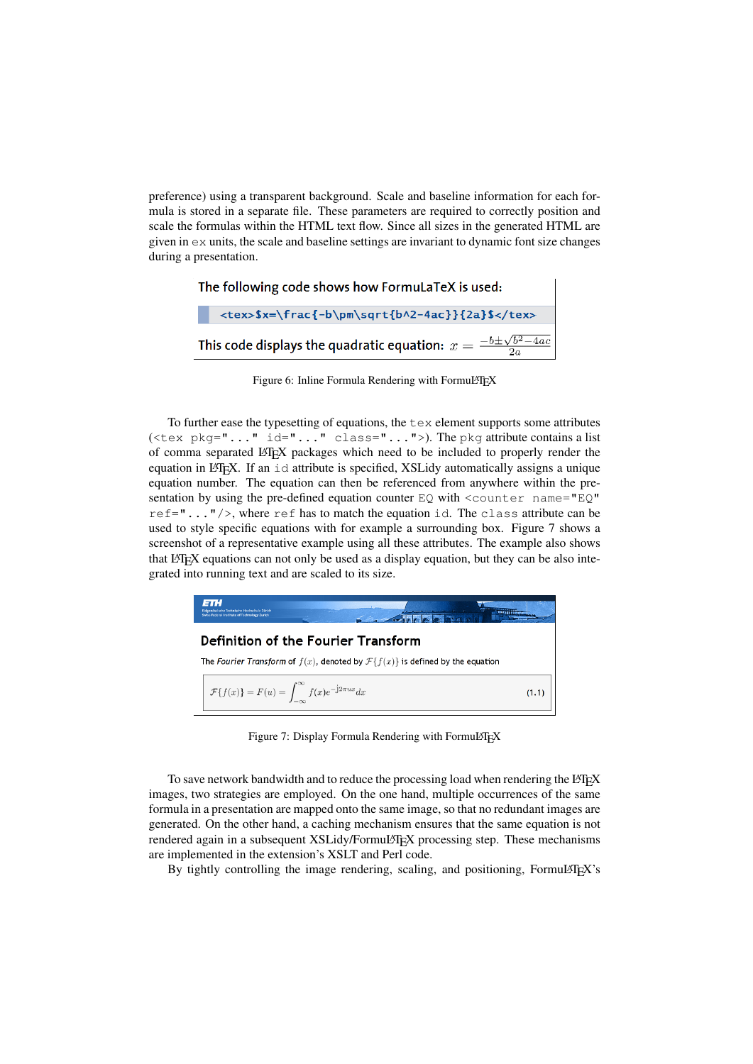preference) using a transparent background. Scale and baseline information for each formula is stored in a separate file. These parameters are required to correctly position and scale the formulas within the HTML text flow. Since all sizes in the generated HTML are given in `ex` units, the scale and baseline settings are invariant to dynamic font size changes during a presentation.

The following code shows how FormuLaTeX is used:

```
<tex>$x=\frac{-b\pm\sqrt{b^2-4ac}}{2a}$</tex>
```

This code displays the quadratic equation: $x = \frac{-b\pm\sqrt{b^2-4ac}}{2a}$

Figure 6: Inline Formula Rendering with FormuLaTeX

To further ease the typesetting of equations, the `tex` element supports some attributes (`<tex pkg="..." id="..." class="...">`). The `pkg` attribute contains a list of comma separated LaTeX packages which need to be included to properly render the equation in LaTeX. If an `id` attribute is specified, XSLidy automatically assigns a unique equation number. The equation can then be referenced from anywhere within the presentation by using the pre-defined equation counter `EQ` with `<counter name="EQ" ref="..."/>`, where `ref` has to match the equation `id`. The `class` attribute can be used to style specific equations with for example a surrounding box. Figure 7 shows a screenshot of a representative example using all these attributes. The example also shows that LaTeX equations can not only be used as a display equation, but they can be also integrated into running text and are scaled to its size.

ETH

**Definition of the Fourier Transform**

The *Fourier Transform* of $f(x)$, denoted by $\mathcal{F}\{f(x)\}$ is defined by the equation

$$\mathcal{F}\{f(x)\} = F(u) = \int_{-\infty}^{\infty} f(x)e^{-j2\pi ux}dx \qquad (1.1)$$

Figure 7: Display Formula Rendering with FormuLaTeX

To save network bandwidth and to reduce the processing load when rendering the LaTeX images, two strategies are employed. On the one hand, multiple occurrences of the same formula in a presentation are mapped onto the same image, so that no redundant images are generated. On the other hand, a caching mechanism ensures that the same equation is not rendered again in a subsequent XSLidy/FormuLaTeX processing step. These mechanisms are implemented in the extension's XSLT and Perl code.

By tightly controlling the image rendering, scaling, and positioning, FormuLaTeX's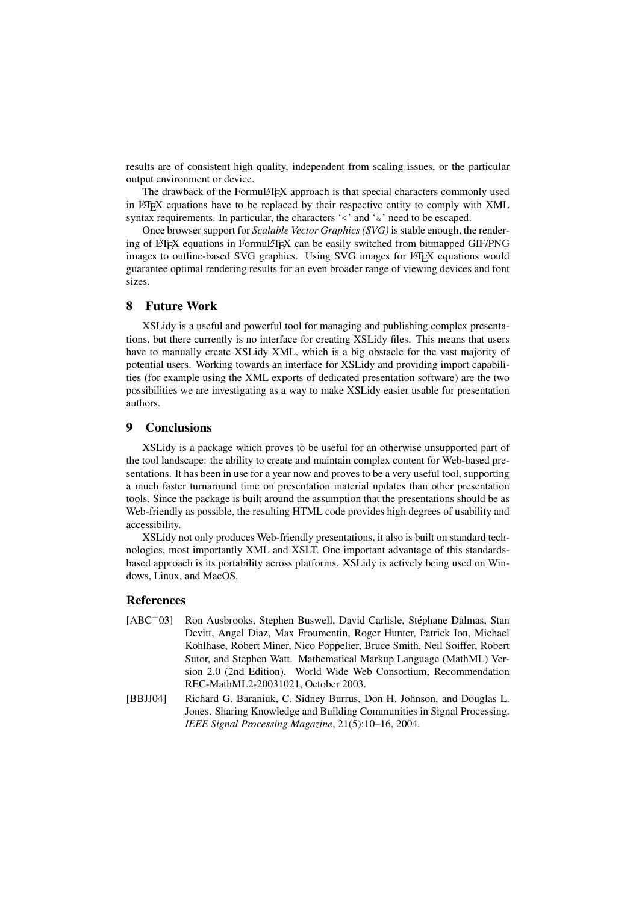results are of consistent high quality, independent from scaling issues, or the particular output environment or device.

The drawback of the FormuLaTeX approach is that special characters commonly used in LaTeX equations have to be replaced by their respective entity to comply with XML syntax requirements. In particular, the characters '<' and '&' need to be escaped.

Once browser support for *Scalable Vector Graphics (SVG)* is stable enough, the rendering of LaTeX equations in FormuLaTeX can be easily switched from bitmapped GIF/PNG images to outline-based SVG graphics. Using SVG images for LaTeX equations would guarantee optimal rendering results for an even broader range of viewing devices and font sizes.

## 8 Future Work

XSLidy is a useful and powerful tool for managing and publishing complex presentations, but there currently is no interface for creating XSLidy files. This means that users have to manually create XSLidy XML, which is a big obstacle for the vast majority of potential users. Working towards an interface for XSLidy and providing import capabilities (for example using the XML exports of dedicated presentation software) are the two possibilities we are investigating as a way to make XSLidy easier usable for presentation authors.

## 9 Conclusions

XSLidy is a package which proves to be useful for an otherwise unsupported part of the tool landscape: the ability to create and maintain complex content for Web-based presentations. It has been in use for a year now and proves to be a very useful tool, supporting a much faster turnaround time on presentation material updates than other presentation tools. Since the package is built around the assumption that the presentations should be as Web-friendly as possible, the resulting HTML code provides high degrees of usability and accessibility.

XSLidy not only produces Web-friendly presentations, it also is built on standard technologies, most importantly XML and XSLT. One important advantage of this standards-based approach is its portability across platforms. XSLidy is actively being used on Windows, Linux, and MacOS.

## References

[ABC+03] Ron Ausbrooks, Stephen Buswell, David Carlisle, Stéphane Dalmas, Stan Devitt, Angel Diaz, Max Froumentin, Roger Hunter, Patrick Ion, Michael Kohlhase, Robert Miner, Nico Poppelier, Bruce Smith, Neil Soiffer, Robert Sutor, and Stephen Watt. Mathematical Markup Language (MathML) Version 2.0 (2nd Edition). World Wide Web Consortium, Recommendation REC-MathML2-20031021, October 2003.

[BBJJ04] Richard G. Baraniuk, C. Sidney Burrus, Don H. Johnson, and Douglas L. Jones. Sharing Knowledge and Building Communities in Signal Processing. *IEEE Signal Processing Magazine*, 21(5):10–16, 2004.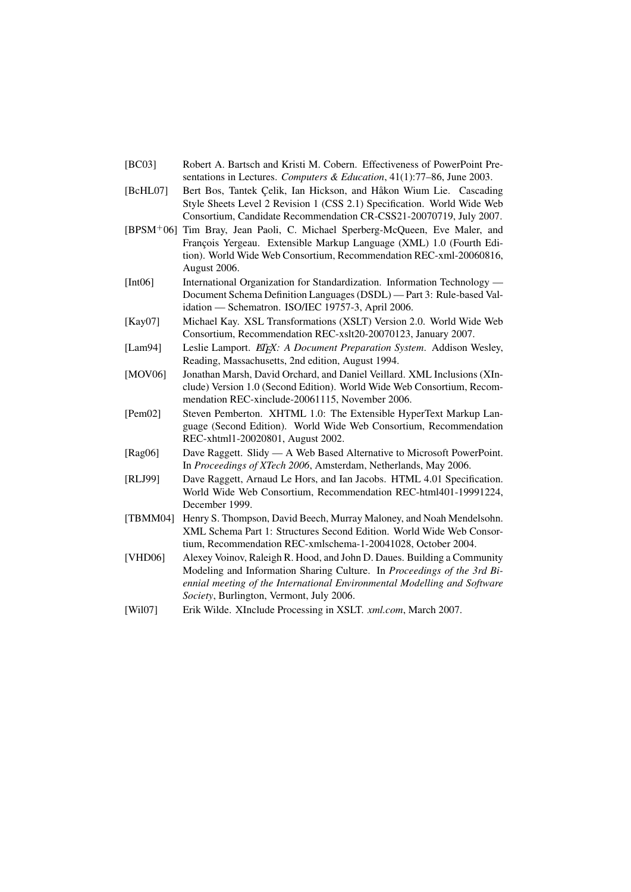[BC03] Robert A. Bartsch and Kristi M. Cobern. Effectiveness of PowerPoint Presentations in Lectures. *Computers & Education*, 41(1):77–86, June 2003.

[BcHL07] Bert Bos, Tantek Çelik, Ian Hickson, and Håkon Wium Lie. Cascading Style Sheets Level 2 Revision 1 (CSS 2.1) Specification. World Wide Web Consortium, Candidate Recommendation CR-CSS21-20070719, July 2007.

[BPSM+06] Tim Bray, Jean Paoli, C. Michael Sperberg-McQueen, Eve Maler, and François Yergeau. Extensible Markup Language (XML) 1.0 (Fourth Edition). World Wide Web Consortium, Recommendation REC-xml-20060816, August 2006.

[Int06] International Organization for Standardization. Information Technology — Document Schema Definition Languages (DSDL) — Part 3: Rule-based Validation — Schematron. ISO/IEC 19757-3, April 2006.

[Kay07] Michael Kay. XSL Transformations (XSLT) Version 2.0. World Wide Web Consortium, Recommendation REC-xslt20-20070123, January 2007.

[Lam94] Leslie Lamport. *LaTeX: A Document Preparation System*. Addison Wesley, Reading, Massachusetts, 2nd edition, August 1994.

[MOV06] Jonathan Marsh, David Orchard, and Daniel Veillard. XML Inclusions (XInclude) Version 1.0 (Second Edition). World Wide Web Consortium, Recommendation REC-xinclude-20061115, November 2006.

[Pem02] Steven Pemberton. XHTML 1.0: The Extensible HyperText Markup Language (Second Edition). World Wide Web Consortium, Recommendation REC-xhtml1-20020801, August 2002.

[Rag06] Dave Raggett. Slidy — A Web Based Alternative to Microsoft PowerPoint. In *Proceedings of XTech 2006*, Amsterdam, Netherlands, May 2006.

[RLJ99] Dave Raggett, Arnaud Le Hors, and Ian Jacobs. HTML 4.01 Specification. World Wide Web Consortium, Recommendation REC-html401-19991224, December 1999.

[TBMM04] Henry S. Thompson, David Beech, Murray Maloney, and Noah Mendelsohn. XML Schema Part 1: Structures Second Edition. World Wide Web Consortium, Recommendation REC-xmlschema-1-20041028, October 2004.

[VHD06] Alexey Voinov, Raleigh R. Hood, and John D. Daues. Building a Community Modeling and Information Sharing Culture. In *Proceedings of the 3rd Biennial meeting of the International Environmental Modelling and Software Society*, Burlington, Vermont, July 2006.

[Wil07] Erik Wilde. XInclude Processing in XSLT. *xml.com*, March 2007.